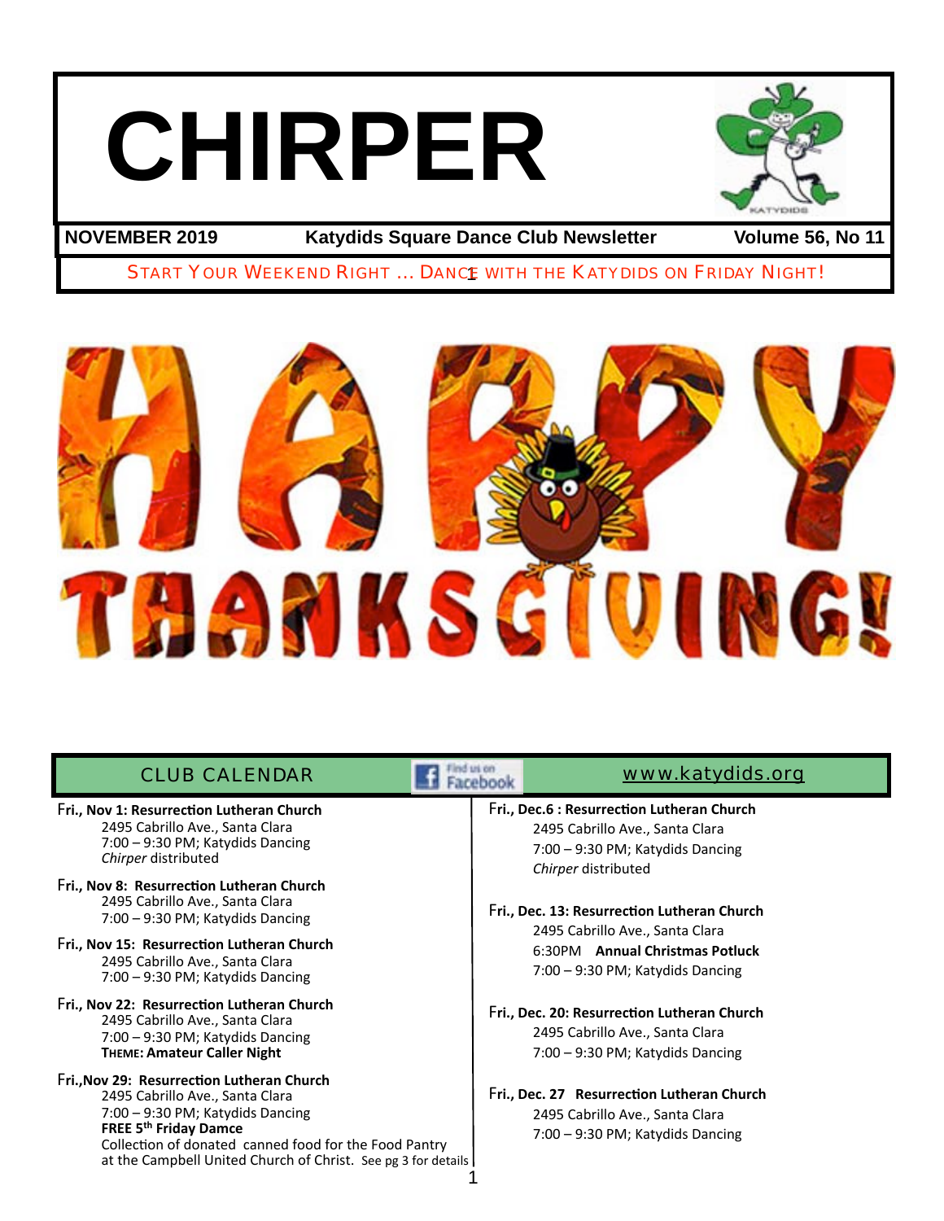# CHIRPER

**NOVEMBER 2019** | **Katydids Square Dance Club Newsletter** | **Volume 56, No 11**

START YOUR WEEKEND RIGHT ... DANCE WITH THE KATYDIDS ON FRIDAY NIGHT!

HAPPY THANKSGIVING!

## CLUB CALENDAR

Find us on Facebook

www.katydids.org

**Fri., Nov 1: Resurrection Lutheran Church**
2495 Cabrillo Ave., Santa Clara
7:00 – 9:30 PM; Katydids Dancing
*Chirper* distributed

**Fri., Nov 8: Resurrection Lutheran Church**
2495 Cabrillo Ave., Santa Clara
7:00 – 9:30 PM; Katydids Dancing

**Fri., Nov 15: Resurrection Lutheran Church**
2495 Cabrillo Ave., Santa Clara
7:00 – 9:30 PM; Katydids Dancing

**Fri., Nov 22: Resurrection Lutheran Church**
2495 Cabrillo Ave., Santa Clara
7:00 – 9:30 PM; Katydids Dancing
**THEME: Amateur Caller Night**

**Fri.,Nov 29: Resurrection Lutheran Church**
2495 Cabrillo Ave., Santa Clara
7:00 – 9:30 PM; Katydids Dancing
**FREE 5th Friday Damce**
Collection of donated canned food for the Food Pantry at the Campbell United Church of Christ. See pg 3 for details

**Fri., Dec.6 : Resurrection Lutheran Church**
2495 Cabrillo Ave., Santa Clara
7:00 – 9:30 PM; Katydids Dancing
*Chirper* distributed

**Fri., Dec. 13: Resurrection Lutheran Church**
2495 Cabrillo Ave., Santa Clara
6:30PM **Annual Christmas Potluck**
7:00 – 9:30 PM; Katydids Dancing

**Fri., Dec. 20: Resurrection Lutheran Church**
2495 Cabrillo Ave., Santa Clara
7:00 – 9:30 PM; Katydids Dancing

**Fri., Dec. 27 Resurrection Lutheran Church**
2495 Cabrillo Ave., Santa Clara
7:00 – 9:30 PM; Katydids Dancing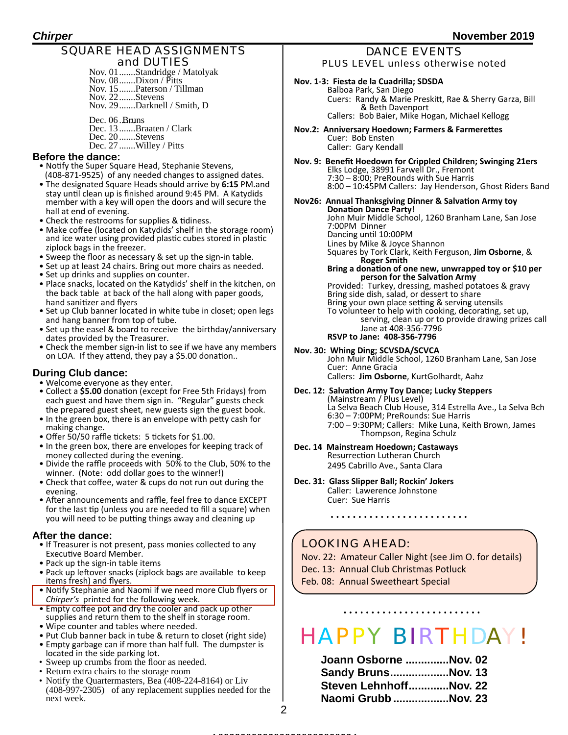## SQUARE HEAD ASSIGNMENTS and DUTIES

Nov. 01.......Standridge / Matolyak
Nov. 08.......Dixon / Pitts
Nov. 15.......Paterson / Tillman
Nov. 22.......Stevens
Nov. 29.......Darknell / Smith, D

Dec. 06 ..Bruns
Dec. 13.......Braaten / Clark
Dec. 20.......Stevens
Dec. 27.......Willey / Pitts

### Before the dance:

- Notify the Super Square Head, Stephanie Stevens, (408-871-9525) of any needed changes to assigned dates.
- The designated Square Heads should arrive by **6:15** PM.and stay until clean up is finished around 9:45 PM. A Katydids member with a key will open the doors and will secure the hall at end of evening.
- Check the restrooms for supplies & tidiness.
- Make coffee (located on Katydids' shelf in the storage room) and ice water using provided plastic cubes stored in plastic ziplock bags in the freezer.
- Sweep the floor as necessary & set up the sign-in table.
- Set up at least 24 chairs. Bring out more chairs as needed.
- Set up drinks and supplies on counter.
- Place snacks, located on the Katydids' shelf in the kitchen, on the back table at back of the hall along with paper goods, hand sanitizer and flyers
- Set up Club banner located in white tube in closet; open legs and hang banner from top of tube.
- Set up the easel & board to receive the birthday/anniversary dates provided by the Treasurer.
- Check the member sign-in list to see if we have any members on LOA. If they attend, they pay a $5.00 donation..

### During Club dance:

- Welcome everyone as they enter.
- Collect a **$5.00** donation (except for Free 5th Fridays) from each guest and have them sign in. "Regular" guests check the prepared guest sheet, new guests sign the guest book.
- In the green box, there is an envelope with petty cash for making change.
- Offer 50/50 raffle tickets: 5 tickets for $1.00.
- In the green box, there are envelopes for keeping track of money collected during the evening.
- Divide the raffle proceeds with 50% to the Club, 50% to the winner. (Note: odd dollar goes to the winner!)
- Check that coffee, water & cups do not run out during the evening.
- After announcements and raffle, feel free to dance EXCEPT for the last tip (unless you are needed to fill a square) when you will need to be putting things away and cleaning up

### After the dance:

- If Treasurer is not present, pass monies collected to any Executive Board Member.
- Pack up the sign-in table items
- Pack up leftover snacks (ziplock bags are available to keep items fresh) and flyers.
- Notify Stephanie and Naomi if we need more Club flyers or *Chirper's* printed for the following week.
- Empty coffee pot and dry the cooler and pack up other supplies and return them to the shelf in storage room.
- Wipe counter and tables where needed.
- Put Club banner back in tube & return to closet (right side)
- Empty garbage can if more than half full. The dumpster is located in the side parking lot.
- Sweep up crumbs from the floor as needed.
- Return extra chairs to the storage room
- Notify the Quartermasters, Bea (408-224-8164) or Liv (408-997-2305) of any replacement supplies needed for the next week.

## DANCE EVENTS

PLUS LEVEL unless otherwise noted

**Nov. 1-3: Fiesta de la Cuadrilla; SDSDA**
Balboa Park, San Diego
Cuers: Randy & Marie Preskitt, Rae & Sherry Garza, Bill & Beth Davenport
Callers: Bob Baier, Mike Hogan, Michael Kellogg

**Nov.2: Anniversary Hoedown; Farmers & Farmerettes**
Cuer: Bob Ensten
Caller: Gary Kendall

**Nov. 9: Benefit Hoedown for Crippled Children; Swinging 21ers**
Elks Lodge, 38991 Farwell Dr., Fremont
7:30 – 8:00; PreRounds with Sue Harris
8:00 – 10:45PM Callers: Jay Henderson, Ghost Riders Band

**Nov26: Annual Thanksgiving Dinner & Salvation Army toy Donation Dance Party**!
John Muir Middle School, 1260 Branham Lane, San Jose
7:00PM Dinner
Dancing until 10:00PM
Lines by Mike & Joyce Shannon
Squares by Tork Clark, Keith Ferguson, **Jim Osborne**, & **Roger Smith**
**Bring a donation of one new, unwrapped toy or $10 per person for the Salvation Army**
Provided: Turkey, dressing, mashed potatoes & gravy
Bring side dish, salad, or dessert to share
Bring your own place setting & serving utensils
To volunteer to help with cooking, decorating, set up, serving, clean up or to provide drawing prizes call Jane at 408-356-7796
**RSVP to Jane: 408-356-7796**

**Nov. 30: Whing Ding; SCVSDA/SCVCA**
John Muir Middle School, 1260 Branham Lane, San Jose
Cuer: Anne Gracia
Callers: **Jim Osborne**, KurtGolhardt, Aahz

**Dec. 12: Salvation Army Toy Dance; Lucky Steppers**
(Mainstream / Plus Level)
La Selva Beach Club House, 314 Estrella Ave., La Selva Bch
6:30 – 7:00PM; PreRounds: Sue Harris
7:00 – 9:30PM; Callers: Mike Luna, Keith Brown, James Thompson, Regina Schulz

**Dec. 14 Mainstream Hoedown; Castaways**
Resurrection Lutheran Church
2495 Cabrillo Ave., Santa Clara

**Dec. 31: Glass Slipper Ball; Rockin' Jokers**
Caller: Lawerence Johnstone
Cuer: Sue Harris

## LOOKING AHEAD:

Nov. 22: Amateur Caller Night (see Jim O. for details)
Dec. 13: Annual Club Christmas Potluck
Feb. 08: Annual Sweetheart Special

## HAPPY BIRTHDAY!

**Joann Osborne ..............Nov. 02**
**Sandy Bruns...................Nov. 13**
**Steven Lehnhoff.............Nov. 22**
**Naomi Grubb ..................Nov. 23**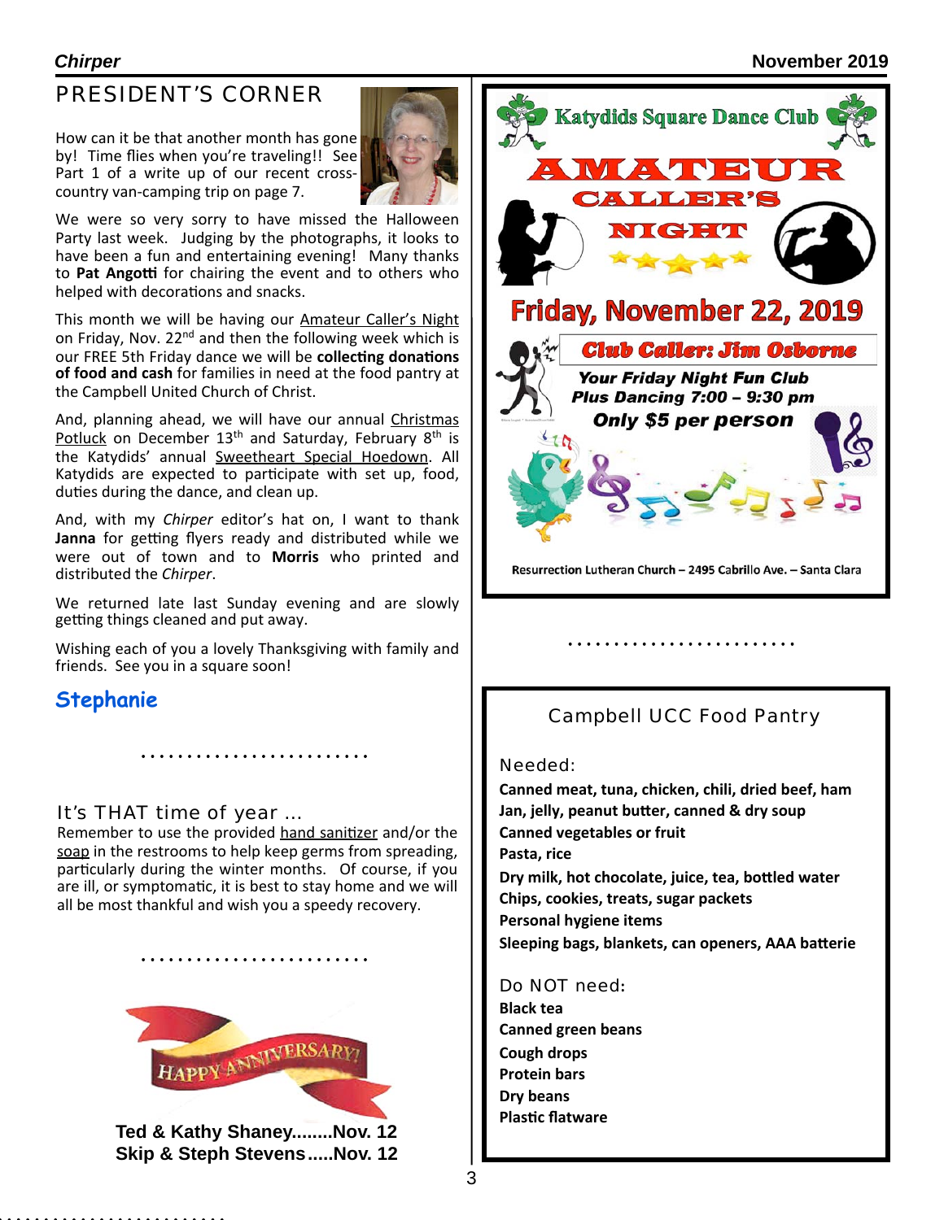## PRESIDENT'S CORNER

How can it be that another month has gone by! Time flies when you're traveling!! See Part 1 of a write up of our recent cross-country van-camping trip on page 7.

We were so very sorry to have missed the Halloween Party last week. Judging by the photographs, it looks to have been a fun and entertaining evening! Many thanks to **Pat Angotti** for chairing the event and to others who helped with decorations and snacks.

This month we will be having our Amateur Caller's Night on Friday, Nov. 22nd and then the following week which is our FREE 5th Friday dance we will be **collecting donations of food and cash** for families in need at the food pantry at the Campbell United Church of Christ.

And, planning ahead, we will have our annual Christmas Potluck on December 13th and Saturday, February 8th is the Katydids' annual Sweetheart Special Hoedown. All Katydids are expected to participate with set up, food, duties during the dance, and clean up.

And, with my *Chirper* editor's hat on, I want to thank **Janna** for getting flyers ready and distributed while we were out of town and to **Morris** who printed and distributed the *Chirper*.

We returned late last Sunday evening and are slowly getting things cleaned and put away.

Wishing each of you a lovely Thanksgiving with family and friends. See you in a square soon!

**Stephanie**

. . . . . . . . . . . . . . . . . . . . . . . . .

### It's THAT time of year ...

Remember to use the provided hand sanitizer and/or the soap in the restrooms to help keep germs from spreading, particularly during the winter months. Of course, if you are ill, or symptomatic, it is best to stay home and we will all be most thankful and wish you a speedy recovery.

. . . . . . . . . . . . . . . . . . . . . . . . .

HAPPY ANNIVERSARY!

**Ted & Kathy Shaney........Nov. 12**
**Skip & Steph Stevens.....Nov. 12**

---

**Katydids Square Dance Club**

# AMATEUR CALLER'S NIGHT

## Friday, November 22, 2019

**Club Caller: Jim Osborne**

***Your Friday Night Fun Club***
***Plus Dancing 7:00 – 9:30 pm***
***Only $5 per person***

Resurrection Lutheran Church – 2495 Cabrillo Ave. – Santa Clara

. . . . . . . . . . . . . . . . . . . . . . . . .

### Campbell UCC Food Pantry

Needed:

**Canned meat, tuna, chicken, chili, dried beef, ham**
**Jan, jelly, peanut butter, canned & dry soup**
**Canned vegetables or fruit**
**Pasta, rice**
**Dry milk, hot chocolate, juice, tea, bottled water**
**Chips, cookies, treats, sugar packets**
**Personal hygiene items**
**Sleeping bags, blankets, can openers, AAA batterie**

Do NOT need:

**Black tea**
**Canned green beans**
**Cough drops**
**Protein bars**
**Dry beans**
**Plastic flatware**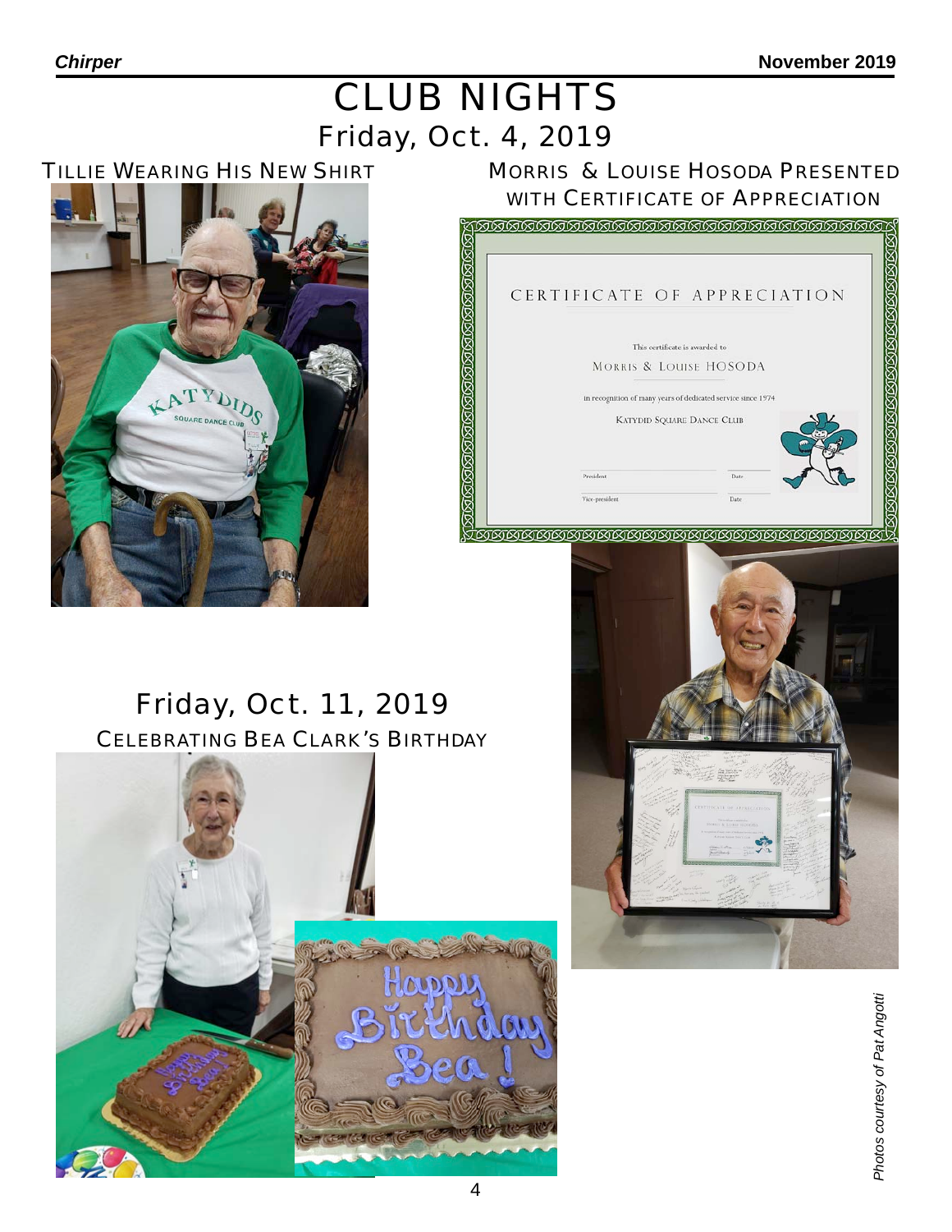# CLUB NIGHTS

## Friday, Oct. 4, 2019

### TILLIE WEARING HIS NEW SHIRT

### MORRIS & LOUISE HOSODA PRESENTED WITH CERTIFICATE OF APPRECIATION

CERTIFICATE OF APPRECIATION

This certificate is awarded to

MORRIS & LOUISE HOSODA

in recognition of many years of dedicated service since 1974

KATYDID SQUARE DANCE CLUB

President Date

Vice-president Date

## Friday, Oct. 11, 2019

### CELEBRATING BEA CLARK'S BIRTHDAY

*Photos courtesy of Pat Angotti*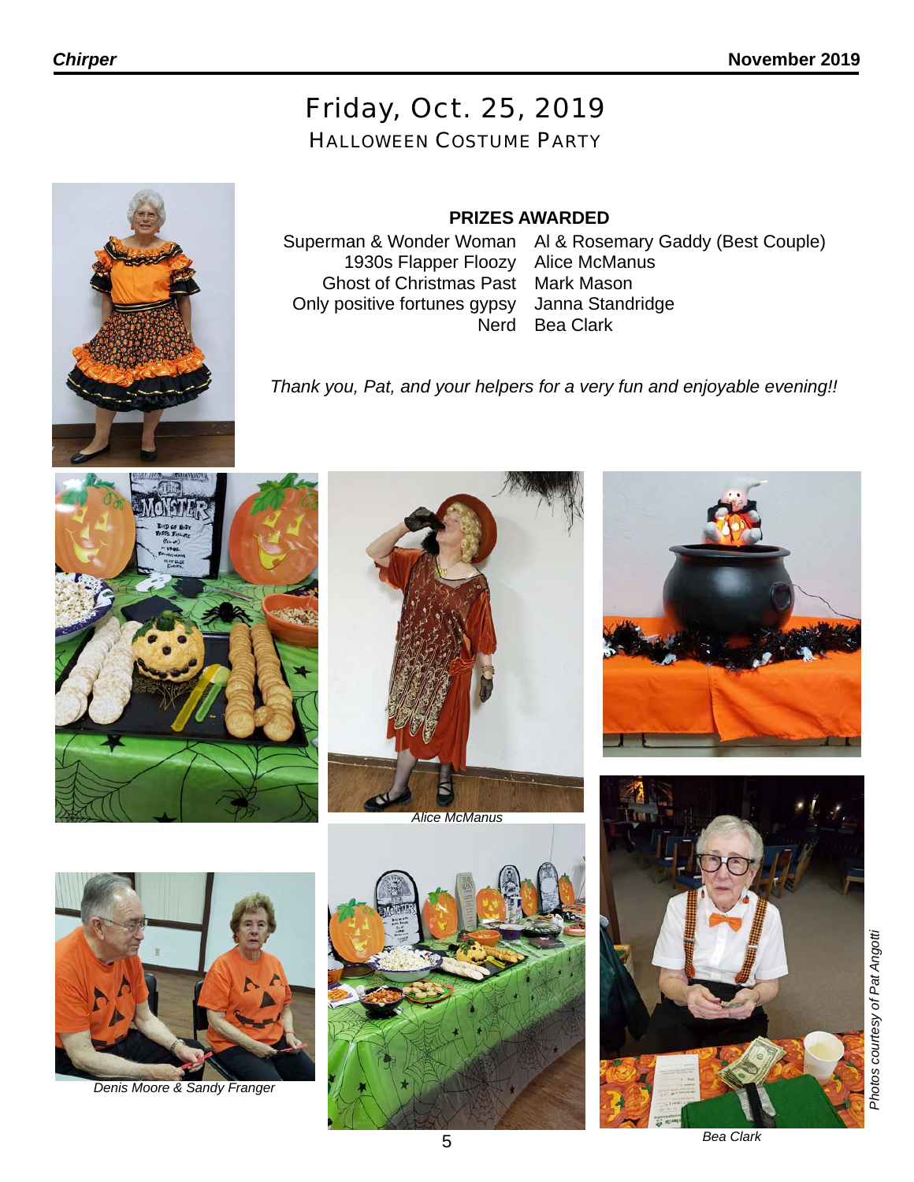# Friday, Oct. 25, 2019

## HALLOWEEN COSTUME PARTY

**PRIZES AWARDED**

| | |
|---|---|
| Superman & Wonder Woman | Al & Rosemary Gaddy (Best Couple) |
| 1930s Flapper Floozy | Alice McManus |
| Ghost of Christmas Past | Mark Mason |
| Only positive fortunes gypsy | Janna Standridge |
| Nerd | Bea Clark |

*Thank you, Pat, and your helpers for a very fun and enjoyable evening!!*

*Alice McManus*

*Denis Moore & Sandy Franger*

*Bea Clark*

*Photos courtesy of Pat Angotti*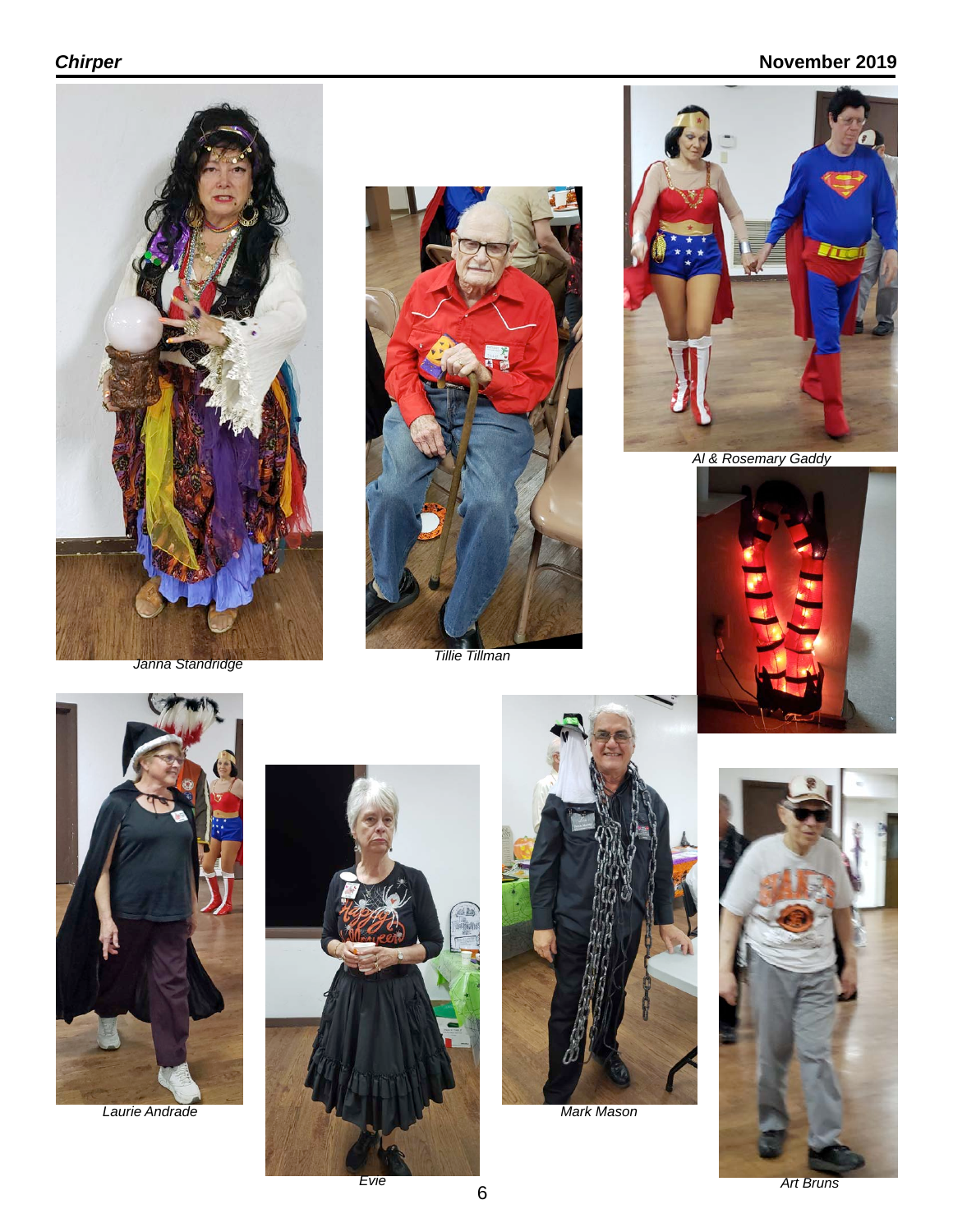Janna Standridge

Tillie Tillman

Al & Rosemary Gaddy

Laurie Andrade

Evie

Mark Mason

Art Bruns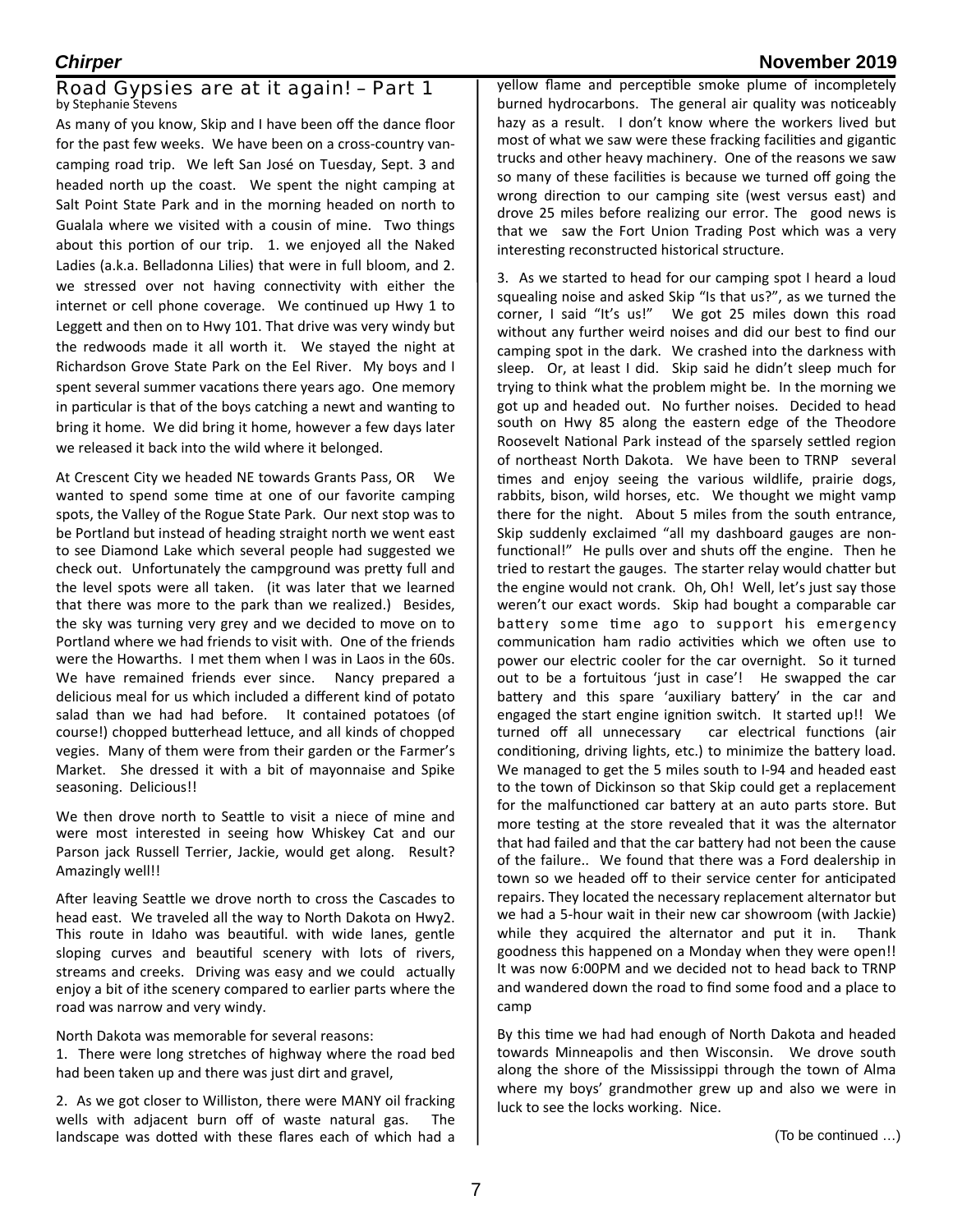## Road Gypsies are at it again! – Part 1

by Stephanie Stevens

As many of you know, Skip and I have been off the dance floor for the past few weeks. We have been on a cross-country van-camping road trip. We left San José on Tuesday, Sept. 3 and headed north up the coast. We spent the night camping at Salt Point State Park and in the morning headed on north to Gualala where we visited with a cousin of mine. Two things about this portion of our trip. 1. we enjoyed all the Naked Ladies (a.k.a. Belladonna Lilies) that were in full bloom, and 2. we stressed over not having connectivity with either the internet or cell phone coverage. We continued up Hwy 1 to Leggett and then on to Hwy 101. That drive was very windy but the redwoods made it all worth it. We stayed the night at Richardson Grove State Park on the Eel River. My boys and I spent several summer vacations there years ago. One memory in particular is that of the boys catching a newt and wanting to bring it home. We did bring it home, however a few days later we released it back into the wild where it belonged.

At Crescent City we headed NE towards Grants Pass, OR We wanted to spend some time at one of our favorite camping spots, the Valley of the Rogue State Park. Our next stop was to be Portland but instead of heading straight north we went east to see Diamond Lake which several people had suggested we check out. Unfortunately the campground was pretty full and the level spots were all taken. (it was later that we learned that there was more to the park than we realized.) Besides, the sky was turning very grey and we decided to move on to Portland where we had friends to visit with. One of the friends were the Howarths. I met them when I was in Laos in the 60s. We have remained friends ever since. Nancy prepared a delicious meal for us which included a different kind of potato salad than we had had before. It contained potatoes (of course!) chopped butterhead lettuce, and all kinds of chopped vegies. Many of them were from their garden or the Farmer's Market. She dressed it with a bit of mayonnaise and Spike seasoning. Delicious!!

We then drove north to Seattle to visit a niece of mine and were most interested in seeing how Whiskey Cat and our Parson jack Russell Terrier, Jackie, would get along. Result? Amazingly well!!

After leaving Seattle we drove north to cross the Cascades to head east. We traveled all the way to North Dakota on Hwy2. This route in Idaho was beautiful. with wide lanes, gentle sloping curves and beautiful scenery with lots of rivers, streams and creeks. Driving was easy and we could actually enjoy a bit of ithe scenery compared to earlier parts where the road was narrow and very windy.

North Dakota was memorable for several reasons:

1. There were long stretches of highway where the road bed had been taken up and there was just dirt and gravel,

2. As we got closer to Williston, there were MANY oil fracking wells with adjacent burn off of waste natural gas. The landscape was dotted with these flares each of which had a yellow flame and perceptible smoke plume of incompletely burned hydrocarbons. The general air quality was noticeably hazy as a result. I don't know where the workers lived but most of what we saw were these fracking facilities and gigantic trucks and other heavy machinery. One of the reasons we saw so many of these facilities is because we turned off going the wrong direction to our camping site (west versus east) and drove 25 miles before realizing our error. The good news is that we saw the Fort Union Trading Post which was a very interesting reconstructed historical structure.

3. As we started to head for our camping spot I heard a loud squealing noise and asked Skip "Is that us?", as we turned the corner, I said "It's us!" We got 25 miles down this road without any further weird noises and did our best to find our camping spot in the dark. We crashed into the darkness with sleep. Or, at least I did. Skip said he didn't sleep much for trying to think what the problem might be. In the morning we got up and headed out. No further noises. Decided to head south on Hwy 85 along the eastern edge of the Theodore Roosevelt National Park instead of the sparsely settled region of northeast North Dakota. We have been to TRNP several times and enjoy seeing the various wildlife, prairie dogs, rabbits, bison, wild horses, etc. We thought we might vamp there for the night. About 5 miles from the south entrance, Skip suddenly exclaimed "all my dashboard gauges are non-functional!" He pulls over and shuts off the engine. Then he tried to restart the gauges. The starter relay would chatter but the engine would not crank. Oh, Oh! Well, let's just say those weren't our exact words. Skip had bought a comparable car battery some time ago to support his emergency communication ham radio activities which we often use to power our electric cooler for the car overnight. So it turned out to be a fortuitous 'just in case'! He swapped the car battery and this spare 'auxiliary battery' in the car and engaged the start engine ignition switch. It started up!! We turned off all unnecessary car electrical functions (air conditioning, driving lights, etc.) to minimize the battery load. We managed to get the 5 miles south to I-94 and headed east to the town of Dickinson so that Skip could get a replacement for the malfunctioned car battery at an auto parts store. But more testing at the store revealed that it was the alternator that had failed and that the car battery had not been the cause of the failure.. We found that there was a Ford dealership in town so we headed off to their service center for anticipated repairs. They located the necessary replacement alternator but we had a 5-hour wait in their new car showroom (with Jackie) while they acquired the alternator and put it in. Thank goodness this happened on a Monday when they were open!! It was now 6:00PM and we decided not to head back to TRNP and wandered down the road to find some food and a place to camp

By this time we had had enough of North Dakota and headed towards Minneapolis and then Wisconsin. We drove south along the shore of the Mississippi through the town of Alma where my boys' grandmother grew up and also we were in luck to see the locks working. Nice.

(To be continued …)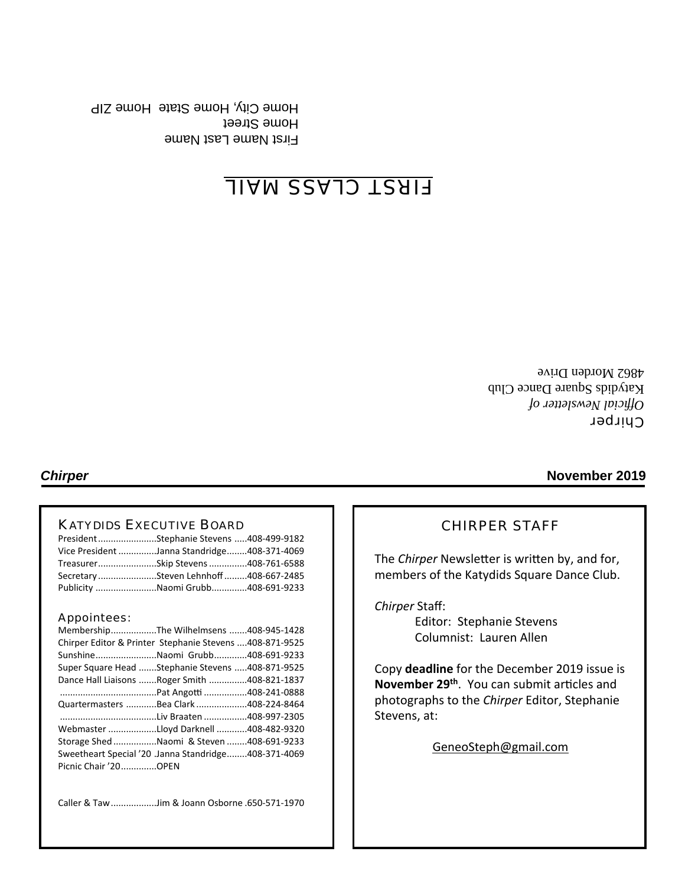FIRST CLASS MAIL

First Name Last Name
Home Street
Home City, Home State Home ZIP

Chirper
*Official Newsletter of*
Katydids Square Dance Club
4862 Morden Drive

## KATYDIDS EXECUTIVE BOARD

President .......................Stephanie Stevens .....408-499-9182
Vice President ...............Janna Standridge........408-371-4069
Treasurer.......................Skip Stevens ...............408-761-6588
Secretary .......................Steven Lehnhoff .........408-667-2485
Publicity ........................Naomi Grubb..............408-691-9233

### Appointees:

Membership..................The Wilhelmsens .......408-945-1428
Chirper Editor & Printer Stephanie Stevens ....408-871-9525
Sunshine........................Naomi Grubb.............408-691-9233
Super Square Head .......Stephanie Stevens .....408-871-9525
Dance Hall Liaisons .......Roger Smith ...............408-821-1837
.....................................Pat Angotti .................408-241-0888
Quartermasters ............Bea Clark ....................408-224-8464
.....................................Liv Braaten .................408-997-2305
Webmaster ...................Lloyd Darknell ............408-482-9320
Storage Shed .................Naomi & Steven ........408-691-9233
Sweetheart Special '20 .Janna Standridge........408-371-4069
Picnic Chair '20..............OPEN

Caller & Taw..................Jim & Joann Osborne .650-571-1970

## CHIRPER STAFF

The *Chirper* Newsletter is written by, and for, members of the Katydids Square Dance Club.

*Chirper* Staff:

Editor: Stephanie Stevens
Columnist: Lauren Allen

Copy **deadline** for the December 2019 issue is **November 29th**. You can submit articles and photographs to the *Chirper* Editor, Stephanie Stevens, at:

GeneoSteph@gmail.com